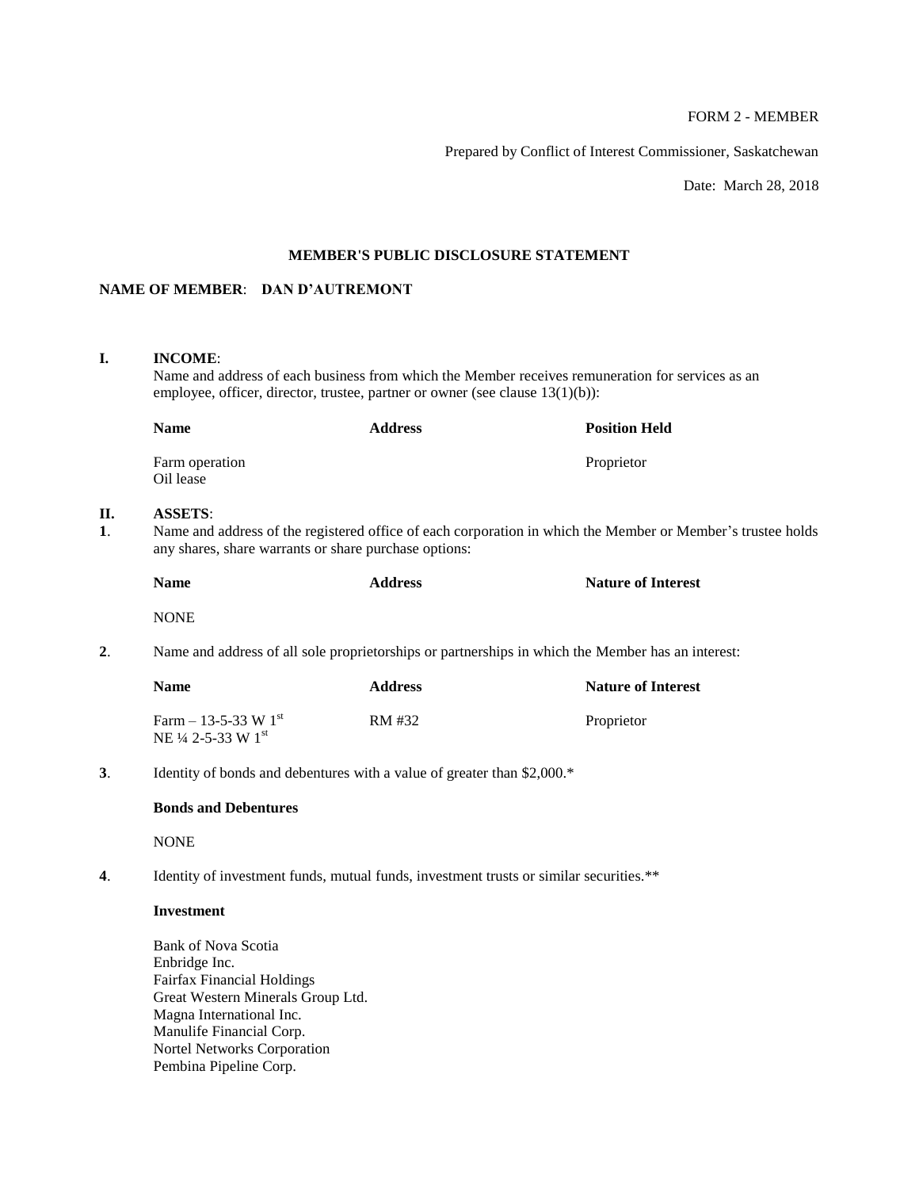FORM 2 - MEMBER

Prepared by Conflict of Interest Commissioner, Saskatchewan

Date: March 28, 2018

## MEMBER'S PUBLIC DISCLOSURE STATEMENT

**NAME OF MEMBER**: **DAN D'AUTREMONT**

### I. INCOME:

Name and address of each business from which the Member receives remuneration for services as an employee, officer, director, trustee, partner or owner (see clause 13(1)(b)):

| Name | Address | Position Held |
|---|---|---|
| Farm operation<br>Oil lease | | Proprietor |

### II. ASSETS:

**1**. Name and address of the registered office of each corporation in which the Member or Member's trustee holds any shares, share warrants or share purchase options:

| Name | Address | Nature of Interest |
|---|---|---|
| NONE | | |

**2**. Name and address of all sole proprietorships or partnerships in which the Member has an interest:

| Name | Address | Nature of Interest |
|---|---|---|
| Farm – 13-5-33 W 1st<br>NE ¼ 2-5-33 W 1st | RM #32 | Proprietor |

**3**. Identity of bonds and debentures with a value of greater than $2,000.*

**Bonds and Debentures**

NONE

**4**. Identity of investment funds, mutual funds, investment trusts or similar securities.**

**Investment**

Bank of Nova Scotia
Enbridge Inc.
Fairfax Financial Holdings
Great Western Minerals Group Ltd.
Magna International Inc.
Manulife Financial Corp.
Nortel Networks Corporation
Pembina Pipeline Corp.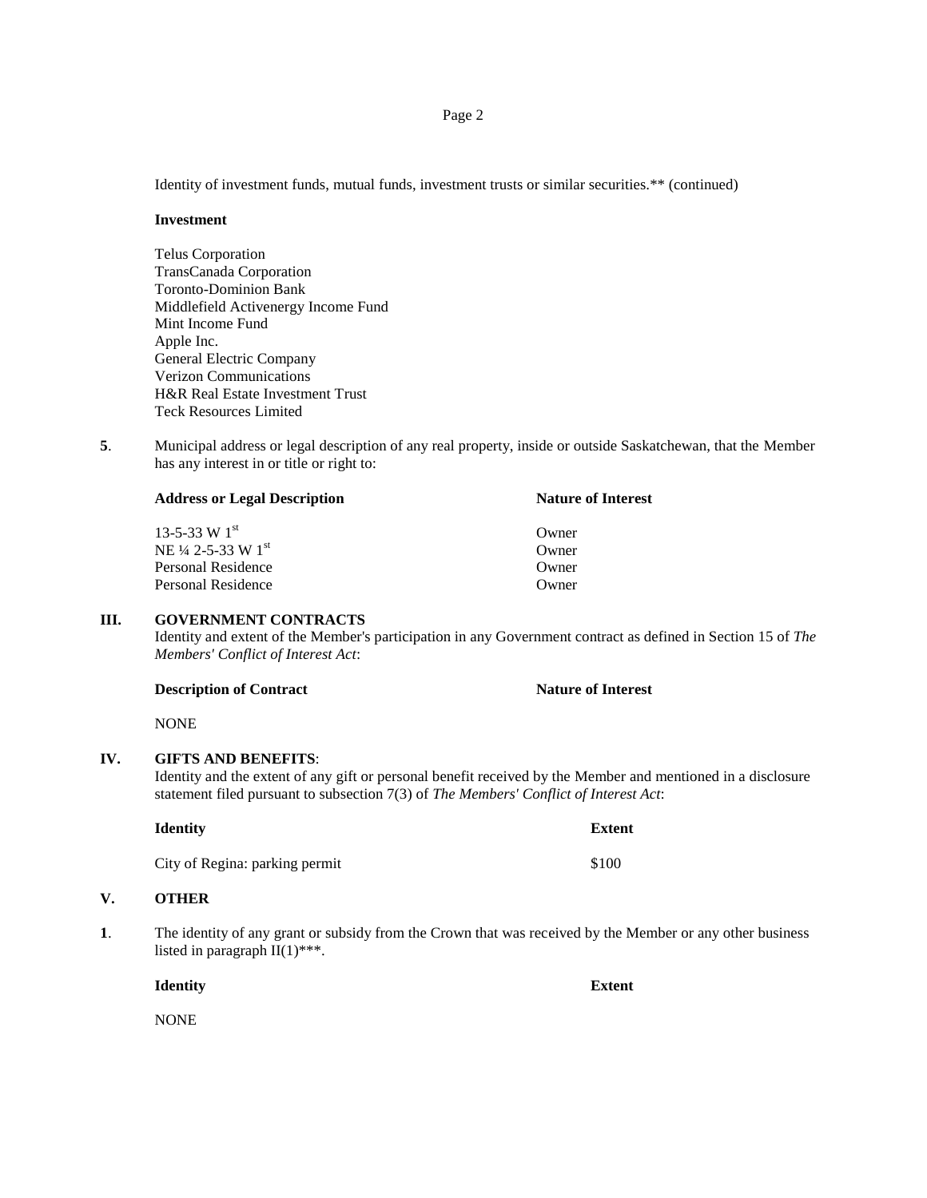Identity of investment funds, mutual funds, investment trusts or similar securities.** (continued)

**Investment**

Telus Corporation
TransCanada Corporation
Toronto-Dominion Bank
Middlefield Activenergy Income Fund
Mint Income Fund
Apple Inc.
General Electric Company
Verizon Communications
H&R Real Estate Investment Trust
Teck Resources Limited

**5**. Municipal address or legal description of any real property, inside or outside Saskatchewan, that the Member has any interest in or title or right to:

| **Address or Legal Description** | **Nature of Interest** |
|---|---|
| 13-5-33 W 1st | Owner |
| NE ¼ 2-5-33 W 1st | Owner |
| Personal Residence | Owner |
| Personal Residence | Owner |

## III. GOVERNMENT CONTRACTS

Identity and extent of the Member's participation in any Government contract as defined in Section 15 of *The Members' Conflict of Interest Act*:

| **Description of Contract** | **Nature of Interest** |
|---|---|
| NONE | |

## IV. GIFTS AND BENEFITS:

Identity and the extent of any gift or personal benefit received by the Member and mentioned in a disclosure statement filed pursuant to subsection 7(3) of *The Members' Conflict of Interest Act*:

| **Identity** | **Extent** |
|---|---|
| City of Regina: parking permit | $100 |

## V. OTHER

**1**. The identity of any grant or subsidy from the Crown that was received by the Member or any other business listed in paragraph II(1)***.

| **Identity** | **Extent** |
|---|---|
| NONE | |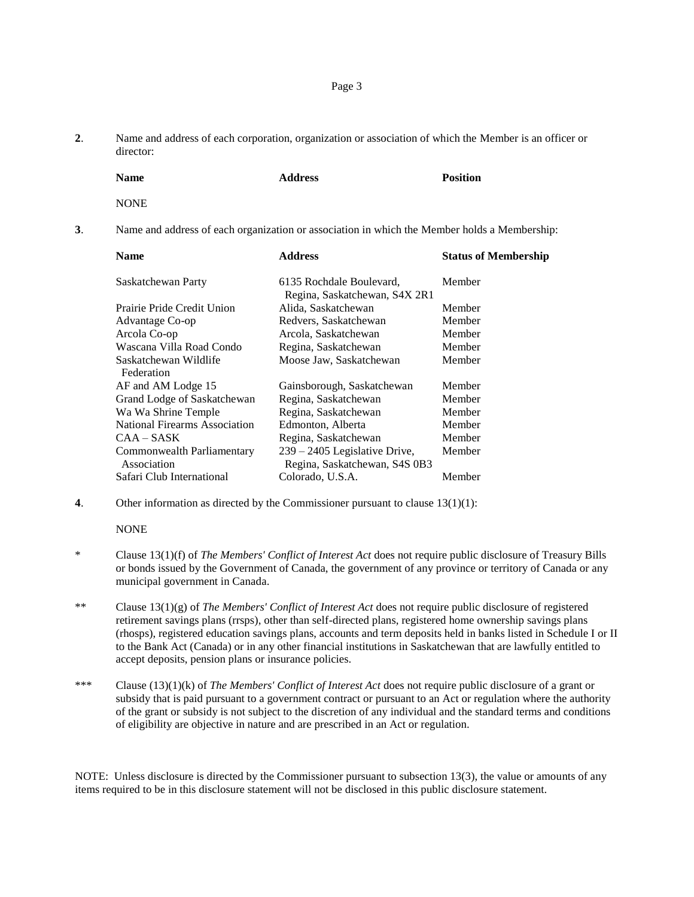**2**. Name and address of each corporation, organization or association of which the Member is an officer or director:

| **Name** | **Address** | **Position** |
|---|---|---|
| NONE | | |

**3**. Name and address of each organization or association in which the Member holds a Membership:

| **Name** | **Address** | **Status of Membership** |
|---|---|---|
| Saskatchewan Party | 6135 Rochdale Boulevard, Regina, Saskatchewan, S4X 2R1 | Member |
| Prairie Pride Credit Union | Alida, Saskatchewan | Member |
| Advantage Co-op | Redvers, Saskatchewan | Member |
| Arcola Co-op | Arcola, Saskatchewan | Member |
| Wascana Villa Road Condo | Regina, Saskatchewan | Member |
| Saskatchewan Wildlife Federation | Moose Jaw, Saskatchewan | Member |
| AF and AM Lodge 15 | Gainsborough, Saskatchewan | Member |
| Grand Lodge of Saskatchewan | Regina, Saskatchewan | Member |
| Wa Wa Shrine Temple | Regina, Saskatchewan | Member |
| National Firearms Association | Edmonton, Alberta | Member |
| CAA – SASK | Regina, Saskatchewan | Member |
| Commonwealth Parliamentary Association | 239 – 2405 Legislative Drive, Regina, Saskatchewan, S4S 0B3 | Member |
| Safari Club International | Colorado, U.S.A. | Member |

**4**. Other information as directed by the Commissioner pursuant to clause 13(1)(1):

NONE

\* Clause 13(1)(f) of *The Members' Conflict of Interest Act* does not require public disclosure of Treasury Bills or bonds issued by the Government of Canada, the government of any province or territory of Canada or any municipal government in Canada.

\*\* Clause 13(1)(g) of *The Members' Conflict of Interest Act* does not require public disclosure of registered retirement savings plans (rrsps), other than self-directed plans, registered home ownership savings plans (rhosps), registered education savings plans, accounts and term deposits held in banks listed in Schedule I or II to the Bank Act (Canada) or in any other financial institutions in Saskatchewan that are lawfully entitled to accept deposits, pension plans or insurance policies.

\*\*\* Clause (13)(1)(k) of *The Members' Conflict of Interest Act* does not require public disclosure of a grant or subsidy that is paid pursuant to a government contract or pursuant to an Act or regulation where the authority of the grant or subsidy is not subject to the discretion of any individual and the standard terms and conditions of eligibility are objective in nature and are prescribed in an Act or regulation.

NOTE: Unless disclosure is directed by the Commissioner pursuant to subsection 13(3), the value or amounts of any items required to be in this disclosure statement will not be disclosed in this public disclosure statement.